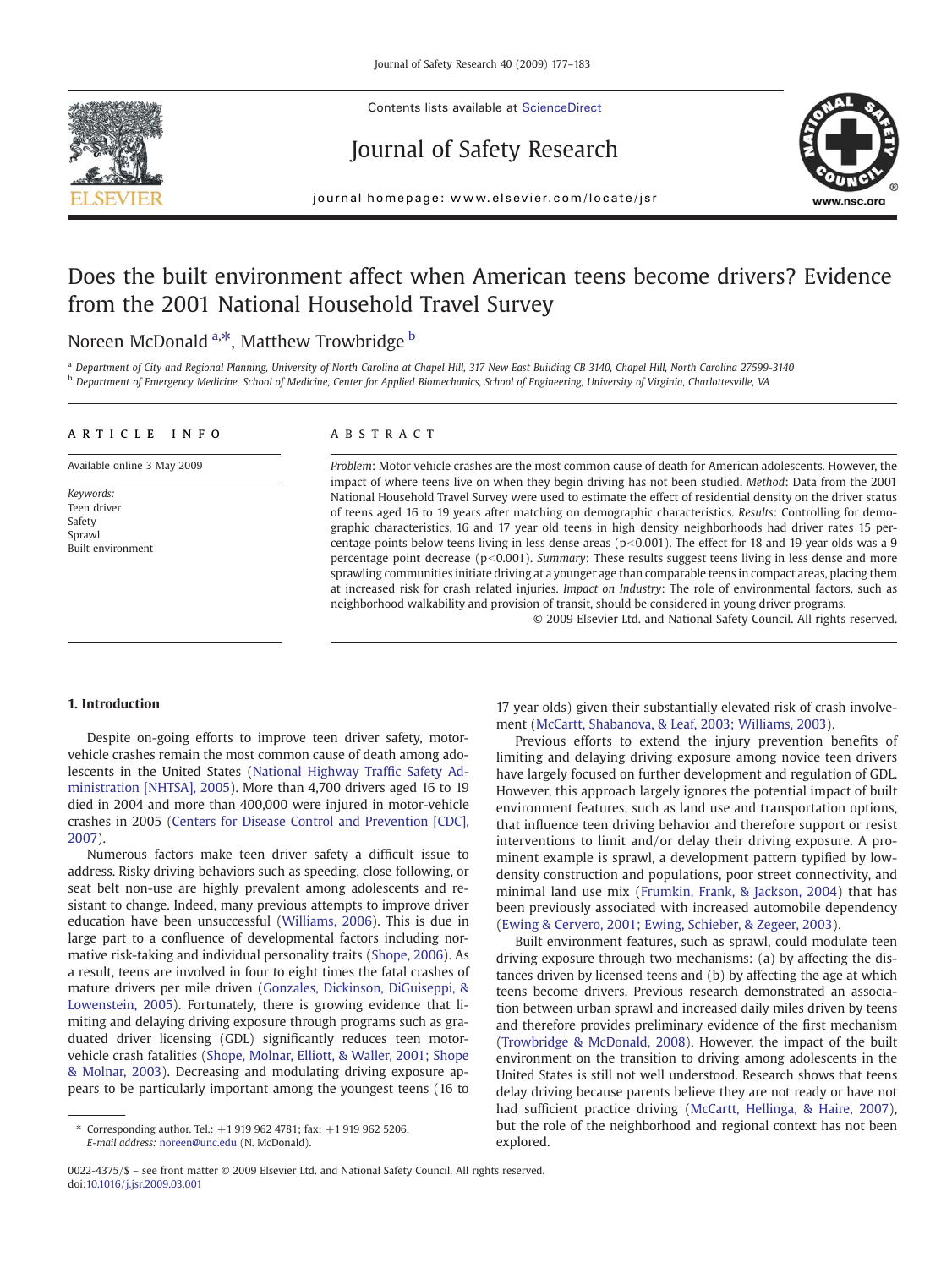Contents lists available at ScienceDirect

# Journal of Safety Research

journal homepage: www.elsevier.com/locate/jsr

# Does the built environment affect when American teens become drivers? Evidence from the 2001 National Household Travel Survey

Noreen McDonald [a,*], Matthew Trowbridge [b]

[a] Department of City and Regional Planning, University of North Carolina at Chapel Hill, 317 New East Building CB 3140, Chapel Hill, North Carolina 27599-3140

[b] Department of Emergency Medicine, School of Medicine, Center for Applied Biomechanics, School of Engineering, University of Virginia, Charlottesville, VA

**ARTICLE INFO**

Available online 3 May 2009

*Keywords:*
Teen driver
Safety
Sprawl
Built environment

**ABSTRACT**

*Problem*: Motor vehicle crashes are the most common cause of death for American adolescents. However, the impact of where teens live on when they begin driving has not been studied. *Method*: Data from the 2001 National Household Travel Survey were used to estimate the effect of residential density on the driver status of teens aged 16 to 19 years after matching on demographic characteristics. *Results*: Controlling for demographic characteristics, 16 and 17 year old teens in high density neighborhoods had driver rates 15 percentage points below teens living in less dense areas ($p<0.001$). The effect for 18 and 19 year olds was a 9 percentage point decrease ($p<0.001$). *Summary*: These results suggest teens living in less dense and more sprawling communities initiate driving at a younger age than comparable teens in compact areas, placing them at increased risk for crash related injuries. *Impact on Industry*: The role of environmental factors, such as neighborhood walkability and provision of transit, should be considered in young driver programs.

© 2009 Elsevier Ltd. and National Safety Council. All rights reserved.

## 1. Introduction

Despite on-going efforts to improve teen driver safety, motor-vehicle crashes remain the most common cause of death among adolescents in the United States (National Highway Traffic Safety Administration [NHTSA], 2005). More than 4,700 drivers aged 16 to 19 died in 2004 and more than 400,000 were injured in motor-vehicle crashes in 2005 (Centers for Disease Control and Prevention [CDC], 2007).

Numerous factors make teen driver safety a difficult issue to address. Risky driving behaviors such as speeding, close following, or seat belt non-use are highly prevalent among adolescents and resistant to change. Indeed, many previous attempts to improve driver education have been unsuccessful (Williams, 2006). This is due in large part to a confluence of developmental factors including normative risk-taking and individual personality traits (Shope, 2006). As a result, teens are involved in four to eight times the fatal crashes of mature drivers per mile driven (Gonzales, Dickinson, DiGuiseppi, & Lowenstein, 2005). Fortunately, there is growing evidence that limiting and delaying driving exposure through programs such as graduated driver licensing (GDL) significantly reduces teen motor-vehicle crash fatalities (Shope, Molnar, Elliott, & Waller, 2001; Shope & Molnar, 2003). Decreasing and modulating driving exposure appears to be particularly important among the youngest teens (16 to 17 year olds) given their substantially elevated risk of crash involvement (McCartt, Shabanova, & Leaf, 2003; Williams, 2003).

Previous efforts to extend the injury prevention benefits of limiting and delaying driving exposure among novice teen drivers have largely focused on further development and regulation of GDL. However, this approach largely ignores the potential impact of built environment features, such as land use and transportation options, that influence teen driving behavior and therefore support or resist interventions to limit and/or delay their driving exposure. A prominent example is sprawl, a development pattern typified by low-density construction and populations, poor street connectivity, and minimal land use mix (Frumkin, Frank, & Jackson, 2004) that has been previously associated with increased automobile dependency (Ewing & Cervero, 2001; Ewing, Schieber, & Zegeer, 2003).

Built environment features, such as sprawl, could modulate teen driving exposure through two mechanisms: (a) by affecting the distances driven by licensed teens and (b) by affecting the age at which teens become drivers. Previous research demonstrated an association between urban sprawl and increased daily miles driven by teens and therefore provides preliminary evidence of the first mechanism (Trowbridge & McDonald, 2008). However, the impact of the built environment on the transition to driving among adolescents in the United States is still not well understood. Research shows that teens delay driving because parents believe they are not ready or have not had sufficient practice driving (McCartt, Hellinga, & Haire, 2007), but the role of the neighborhood and regional context has not been explored.

* Corresponding author. Tel.: +1 919 962 4781; fax: +1 919 962 5206.
*E-mail address:* noreen@unc.edu (N. McDonald).

0022-4375/$ – see front matter © 2009 Elsevier Ltd. and National Safety Council. All rights reserved.
doi:10.1016/j.jsr.2009.03.001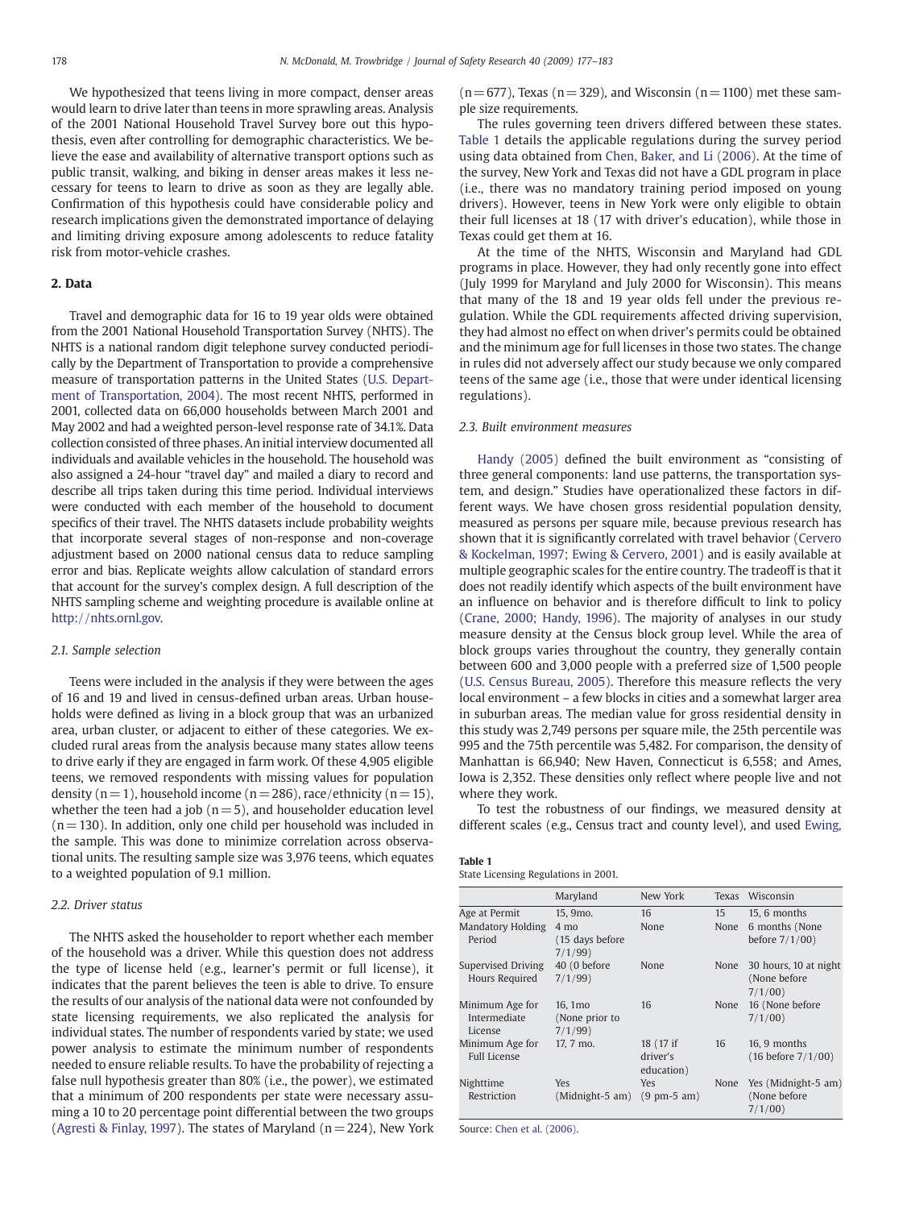We hypothesized that teens living in more compact, denser areas would learn to drive later than teens in more sprawling areas. Analysis of the 2001 National Household Travel Survey bore out this hypothesis, even after controlling for demographic characteristics. We believe the ease and availability of alternative transport options such as public transit, walking, and biking in denser areas makes it less necessary for teens to learn to drive as soon as they are legally able. Confirmation of this hypothesis could have considerable policy and research implications given the demonstrated importance of delaying and limiting driving exposure among adolescents to reduce fatality risk from motor-vehicle crashes.

## 2. Data

Travel and demographic data for 16 to 19 year olds were obtained from the 2001 National Household Transportation Survey (NHTS). The NHTS is a national random digit telephone survey conducted periodically by the Department of Transportation to provide a comprehensive measure of transportation patterns in the United States (U.S. Department of Transportation, 2004). The most recent NHTS, performed in 2001, collected data on 66,000 households between March 2001 and May 2002 and had a weighted person-level response rate of 34.1%. Data collection consisted of three phases. An initial interview documented all individuals and available vehicles in the household. The household was also assigned a 24-hour "travel day" and mailed a diary to record and describe all trips taken during this time period. Individual interviews were conducted with each member of the household to document specifics of their travel. The NHTS datasets include probability weights that incorporate several stages of non-response and non-coverage adjustment based on 2000 national census data to reduce sampling error and bias. Replicate weights allow calculation of standard errors that account for the survey's complex design. A full description of the NHTS sampling scheme and weighting procedure is available online at http://nhts.ornl.gov.

### 2.1. Sample selection

Teens were included in the analysis if they were between the ages of 16 and 19 and lived in census-defined urban areas. Urban households were defined as living in a block group that was an urbanized area, urban cluster, or adjacent to either of these categories. We excluded rural areas from the analysis because many states allow teens to drive early if they are engaged in farm work. Of these 4,905 eligible teens, we removed respondents with missing values for population density (n = 1), household income (n = 286), race/ethnicity (n = 15), whether the teen had a job (n = 5), and householder education level (n = 130). In addition, only one child per household was included in the sample. This was done to minimize correlation across observational units. The resulting sample size was 3,976 teens, which equates to a weighted population of 9.1 million.

### 2.2. Driver status

The NHTS asked the householder to report whether each member of the household was a driver. While this question does not address the type of license held (e.g., learner's permit or full license), it indicates that the parent believes the teen is able to drive. To ensure the results of our analysis of the national data were not confounded by state licensing requirements, we also replicated the analysis for individual states. The number of respondents varied by state; we used power analysis to estimate the minimum number of respondents needed to ensure reliable results. To have the probability of rejecting a false null hypothesis greater than 80% (i.e., the power), we estimated that a minimum of 200 respondents per state were necessary assuming a 10 to 20 percentage point differential between the two groups (Agresti & Finlay, 1997). The states of Maryland (n = 224), New York (n = 677), Texas (n = 329), and Wisconsin (n = 1100) met these sample size requirements.

The rules governing teen drivers differed between these states. Table 1 details the applicable regulations during the survey period using data obtained from Chen, Baker, and Li (2006). At the time of the survey, New York and Texas did not have a GDL program in place (i.e., there was no mandatory training period imposed on young drivers). However, teens in New York were only eligible to obtain their full licenses at 18 (17 with driver's education), while those in Texas could get them at 16.

At the time of the NHTS, Wisconsin and Maryland had GDL programs in place. However, they had only recently gone into effect (July 1999 for Maryland and July 2000 for Wisconsin). This means that many of the 18 and 19 year olds fell under the previous regulation. While the GDL requirements affected driving supervision, they had almost no effect on when driver's permits could be obtained and the minimum age for full licenses in those two states. The change in rules did not adversely affect our study because we only compared teens of the same age (i.e., those that were under identical licensing regulations).

### 2.3. Built environment measures

Handy (2005) defined the built environment as "consisting of three general components: land use patterns, the transportation system, and design." Studies have operationalized these factors in different ways. We have chosen gross residential population density, measured as persons per square mile, because previous research has shown that it is significantly correlated with travel behavior (Cervero & Kockelman, 1997; Ewing & Cervero, 2001) and is easily available at multiple geographic scales for the entire country. The tradeoff is that it does not readily identify which aspects of the built environment have an influence on behavior and is therefore difficult to link to policy (Crane, 2000; Handy, 1996). The majority of analyses in our study measure density at the Census block group level. While the area of block groups varies throughout the country, they generally contain between 600 and 3,000 people with a preferred size of 1,500 people (U.S. Census Bureau, 2005). Therefore this measure reflects the very local environment – a few blocks in cities and a somewhat larger area in suburban areas. The median value for gross residential density in this study was 2,749 persons per square mile, the 25th percentile was 995 and the 75th percentile was 5,482. For comparison, the density of Manhattan is 66,940; New Haven, Connecticut is 6,558; and Ames, Iowa is 2,352. These densities only reflect where people live and not where they work.

To test the robustness of our findings, we measured density at different scales (e.g., Census tract and county level), and used Ewing,

**Table 1**
State Licensing Regulations in 2001.

| | Maryland | New York | Texas | Wisconsin |
|---|---|---|---|---|
| Age at Permit | 15, 9mo. | 16 | 15 | 15, 6 months |
| Mandatory Holding Period | 4 mo (15 days before 7/1/99) | None | None | 6 months (None before 7/1/00) |
| Supervised Driving Hours Required | 40 (0 before 7/1/99) | None | None | 30 hours, 10 at night (None before 7/1/00) |
| Minimum Age for Intermediate License | 16, 1mo (None prior to 7/1/99) | 16 | None | 16 (None before 7/1/00) |
| Minimum Age for Full License | 17, 7 mo. | 18 (17 if driver's education) | 16 | 16, 9 months (16 before 7/1/00) |
| Nighttime Restriction | Yes (Midnight-5 am) | Yes (9 pm-5 am) | None | Yes (Midnight-5 am) (None before 7/1/00) |

Source: Chen et al. (2006).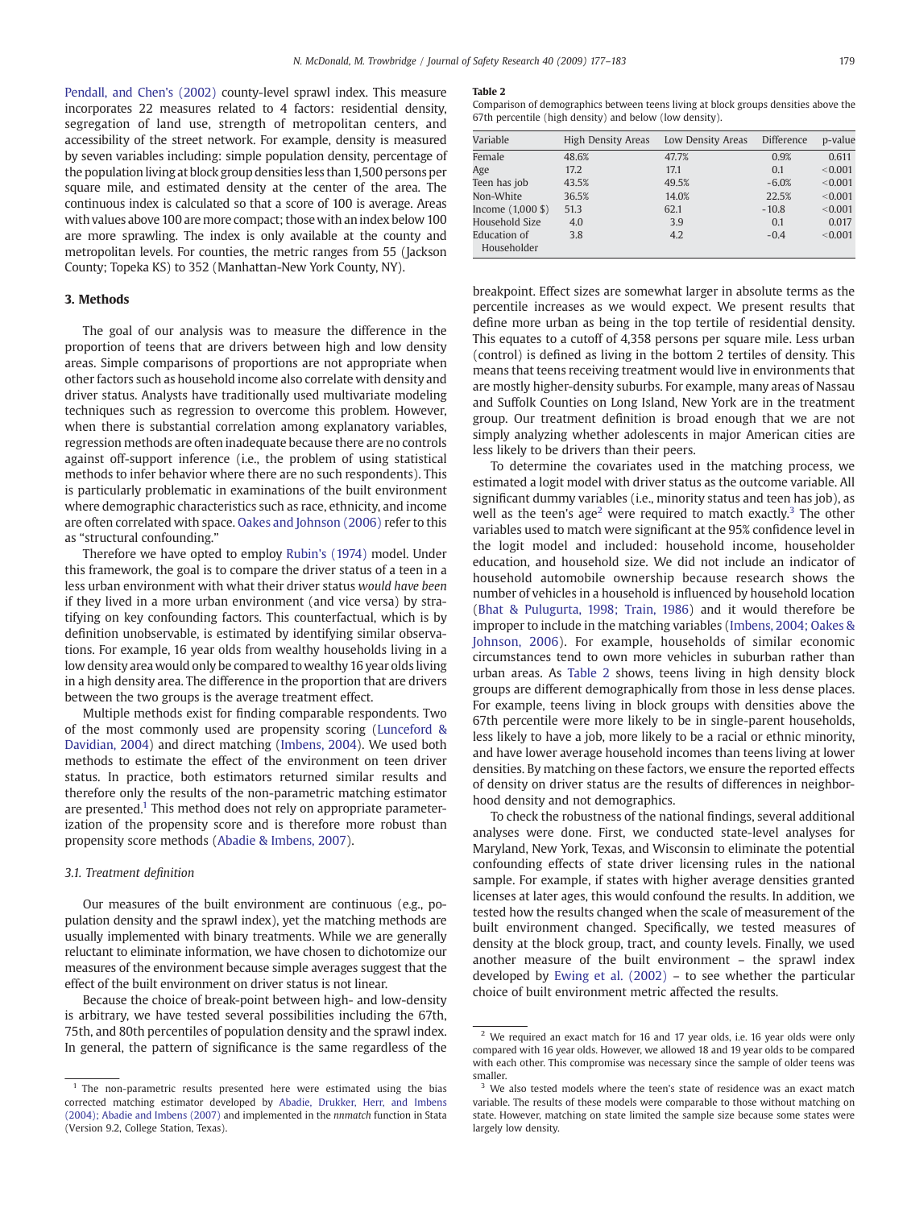Pendall, and Chen's (2002) county-level sprawl index. This measure incorporates 22 measures related to 4 factors: residential density, segregation of land use, strength of metropolitan centers, and accessibility of the street network. For example, density is measured by seven variables including: simple population density, percentage of the population living at block group densities less than 1,500 persons per square mile, and estimated density at the center of the area. The continuous index is calculated so that a score of 100 is average. Areas with values above 100 are more compact; those with an index below 100 are more sprawling. The index is only available at the county and metropolitan levels. For counties, the metric ranges from 55 (Jackson County; Topeka KS) to 352 (Manhattan-New York County, NY).

## 3. Methods

The goal of our analysis was to measure the difference in the proportion of teens that are drivers between high and low density areas. Simple comparisons of proportions are not appropriate when other factors such as household income also correlate with density and driver status. Analysts have traditionally used multivariate modeling techniques such as regression to overcome this problem. However, when there is substantial correlation among explanatory variables, regression methods are often inadequate because there are no controls against off-support inference (i.e., the problem of using statistical methods to infer behavior where there are no such respondents). This is particularly problematic in examinations of the built environment where demographic characteristics such as race, ethnicity, and income are often correlated with space. Oakes and Johnson (2006) refer to this as "structural confounding."

Therefore we have opted to employ Rubin's (1974) model. Under this framework, the goal is to compare the driver status of a teen in a less urban environment with what their driver status *would have been* if they lived in a more urban environment (and vice versa) by stratifying on key confounding factors. This counterfactual, which is by definition unobservable, is estimated by identifying similar observations. For example, 16 year olds from wealthy households living in a low density area would only be compared to wealthy 16 year olds living in a high density area. The difference in the proportion that are drivers between the two groups is the average treatment effect.

Multiple methods exist for finding comparable respondents. Two of the most commonly used are propensity scoring (Lunceford & Davidian, 2004) and direct matching (Imbens, 2004). We used both methods to estimate the effect of the environment on teen driver status. In practice, both estimators returned similar results and therefore only the results of the non-parametric matching estimator are presented.[1] This method does not rely on appropriate parameterization of the propensity score and is therefore more robust than propensity score methods (Abadie & Imbens, 2007).

### 3.1. Treatment definition

Our measures of the built environment are continuous (e.g., population density and the sprawl index), yet the matching methods are usually implemented with binary treatments. While we are generally reluctant to eliminate information, we have chosen to dichotomize our measures of the environment because simple averages suggest that the effect of the built environment on driver status is not linear.

Because the choice of break-point between high- and low-density is arbitrary, we have tested several possibilities including the 67th, 75th, and 80th percentiles of population density and the sprawl index. In general, the pattern of significance is the same regardless of the breakpoint. Effect sizes are somewhat larger in absolute terms as the percentile increases as we would expect. We present results that define more urban as being in the top tertile of residential density. This equates to a cutoff of 4,358 persons per square mile. Less urban (control) is defined as living in the bottom 2 tertiles of density. This means that teens receiving treatment would live in environments that are mostly higher-density suburbs. For example, many areas of Nassau and Suffolk Counties on Long Island, New York are in the treatment group. Our treatment definition is broad enough that we are not simply analyzing whether adolescents in major American cities are less likely to be drivers than their peers.

**Table 2**
Comparison of demographics between teens living at block groups densities above the 67th percentile (high density) and below (low density).

| Variable | High Density Areas | Low Density Areas | Difference | p-value |
|---|---|---|---|---|
| Female | 48.6% | 47.7% | 0.9% | 0.611 |
| Age | 17.2 | 17.1 | 0.1 | <0.001 |
| Teen has job | 43.5% | 49.5% | −6.0% | <0.001 |
| Non-White | 36.5% | 14.0% | 22.5% | <0.001 |
| Income (1,000 $) | 51.3 | 62.1 | −10.8 | <0.001 |
| Household Size | 4.0 | 3.9 | 0.1 | 0.017 |
| Education of Householder | 3.8 | 4.2 | −0.4 | <0.001 |

To determine the covariates used in the matching process, we estimated a logit model with driver status as the outcome variable. All significant dummy variables (i.e., minority status and teen has job), as well as the teen's age[2] were required to match exactly.[3] The other variables used to match were significant at the 95% confidence level in the logit model and included: household income, householder education, and household size. We did not include an indicator of household automobile ownership because research shows the number of vehicles in a household is influenced by household location (Bhat & Pulugurta, 1998; Train, 1986) and it would therefore be improper to include in the matching variables (Imbens, 2004; Oakes & Johnson, 2006). For example, households of similar economic circumstances tend to own more vehicles in suburban rather than urban areas. As Table 2 shows, teens living in high density block groups are different demographically from those in less dense places. For example, teens living in block groups with densities above the 67th percentile were more likely to be in single-parent households, less likely to have a job, more likely to be a racial or ethnic minority, and have lower average household incomes than teens living at lower densities. By matching on these factors, we ensure the reported effects of density on driver status are the results of differences in neighborhood density and not demographics.

To check the robustness of the national findings, several additional analyses were done. First, we conducted state-level analyses for Maryland, New York, Texas, and Wisconsin to eliminate the potential confounding effects of state driver licensing rules in the national sample. For example, if states with higher average densities granted licenses at later ages, this would confound the results. In addition, we tested how the results changed when the scale of measurement of the built environment changed. Specifically, we tested measures of density at the block group, tract, and county levels. Finally, we used another measure of the built environment – the sprawl index developed by Ewing et al. (2002) – to see whether the particular choice of built environment metric affected the results.

---

[1] The non-parametric results presented here were estimated using the bias corrected matching estimator developed by Abadie, Drukker, Herr, and Imbens (2004); Abadie and Imbens (2007) and implemented in the *nnmatch* function in Stata (Version 9.2, College Station, Texas).

[2] We required an exact match for 16 and 17 year olds, i.e. 16 year olds were only compared with 16 year olds. However, we allowed 18 and 19 year olds to be compared with each other. This compromise was necessary since the sample of older teens was smaller.

[3] We also tested models where the teen's state of residence was an exact match variable. The results of these models were comparable to those without matching on state. However, matching on state limited the sample size because some states were largely low density.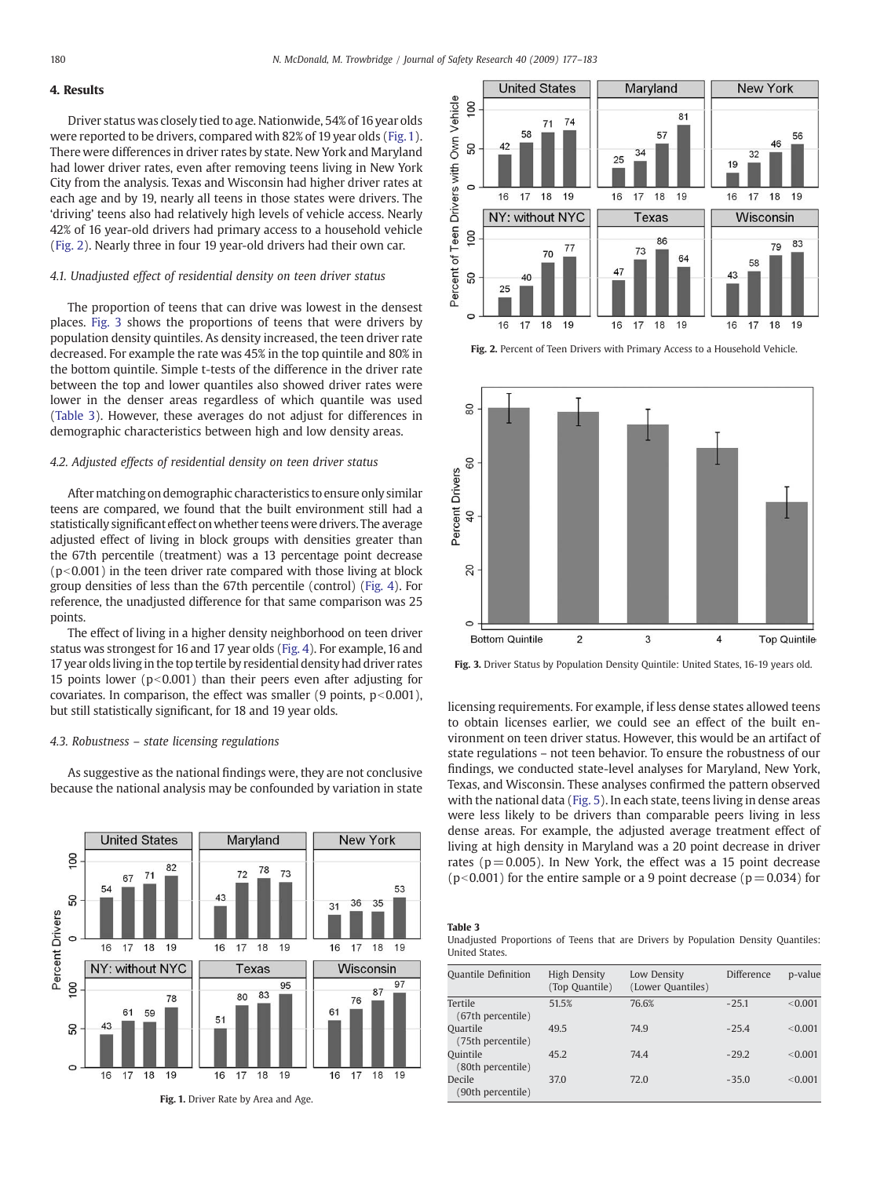## 4. Results

Driver status was closely tied to age. Nationwide, 54% of 16 year olds were reported to be drivers, compared with 82% of 19 year olds (Fig. 1). There were differences in driver rates by state. New York and Maryland had lower driver rates, even after removing teens living in New York City from the analysis. Texas and Wisconsin had higher driver rates at each age and by 19, nearly all teens in those states were drivers. The 'driving' teens also had relatively high levels of vehicle access. Nearly 42% of 16 year-old drivers had primary access to a household vehicle (Fig. 2). Nearly three in four 19 year-old drivers had their own car.

### 4.1. Unadjusted effect of residential density on teen driver status

The proportion of teens that can drive was lowest in the densest places. Fig. 3 shows the proportions of teens that were drivers by population density quintiles. As density increased, the teen driver rate decreased. For example the rate was 45% in the top quintile and 80% in the bottom quintile. Simple t-tests of the difference in the driver rate between the top and lower quantiles also showed driver rates were lower in the denser areas regardless of which quintile was used (Table 3). However, these averages do not adjust for differences in demographic characteristics between high and low density areas.

### 4.2. Adjusted effects of residential density on teen driver status

After matching on demographic characteristics to ensure only similar teens are compared, we found that the built environment still had a statistically significant effect on whether teens were drivers. The average adjusted effect of living in block groups with densities greater than the 67th percentile (treatment) was a 13 percentage point decrease ($p<0.001$) in the teen driver rate compared with those living at block group densities of less than the 67th percentile (control) (Fig. 4). For reference, the unadjusted difference for that same comparison was 25 points.

The effect of living in a higher density neighborhood on teen driver status was strongest for 16 and 17 year olds (Fig. 4). For example, 16 and 17 year olds living in the top tertile by residential density had driver rates 15 points lower ($p<0.001$) than their peers even after adjusting for covariates. In comparison, the effect was smaller (9 points, $p<0.001$), but still statistically significant, for 18 and 19 year olds.

### 4.3. Robustness – state licensing regulations

As suggestive as the national findings were, they are not conclusive because the national analysis may be confounded by variation in state licensing requirements. For example, if less dense states allowed teens to obtain licenses earlier, we could see an effect of the built environment on teen driver status. However, this would be an artifact of state regulations – not teen behavior. To ensure the robustness of our findings, we conducted state-level analyses for Maryland, New York, Texas, and Wisconsin. These analyses confirmed the pattern observed with the national data (Fig. 5). In each state, teens living in dense areas were less likely to be drivers than comparable peers living in less dense areas. For example, the adjusted average treatment effect of living at high density in Maryland was a 20 point decrease in driver rates ($p=0.005$). In New York, the effect was a 15 point decrease ($p<0.001$) for the entire sample or a 9 point decrease ($p=0.034$) for

Fig. 1. Driver Rate by Area and Age.

Fig. 2. Percent of Teen Drivers with Primary Access to a Household Vehicle.

Fig. 3. Driver Status by Population Density Quintile: United States, 16-19 years old.

**Table 3**
Unadjusted Proportions of Teens that are Drivers by Population Density Quantiles: United States.

| Quantile Definition | High Density (Top Quantile) | Low Density (Lower Quantiles) | Difference | p-value |
|---|---|---|---|---|
| Tertile (67th percentile) | 51.5% | 76.6% | -25.1 | <0.001 |
| Quartile (75th percentile) | 49.5 | 74.9 | -25.4 | <0.001 |
| Quintile (80th percentile) | 45.2 | 74.4 | -29.2 | <0.001 |
| Decile (90th percentile) | 37.0 | 72.0 | -35.0 | <0.001 |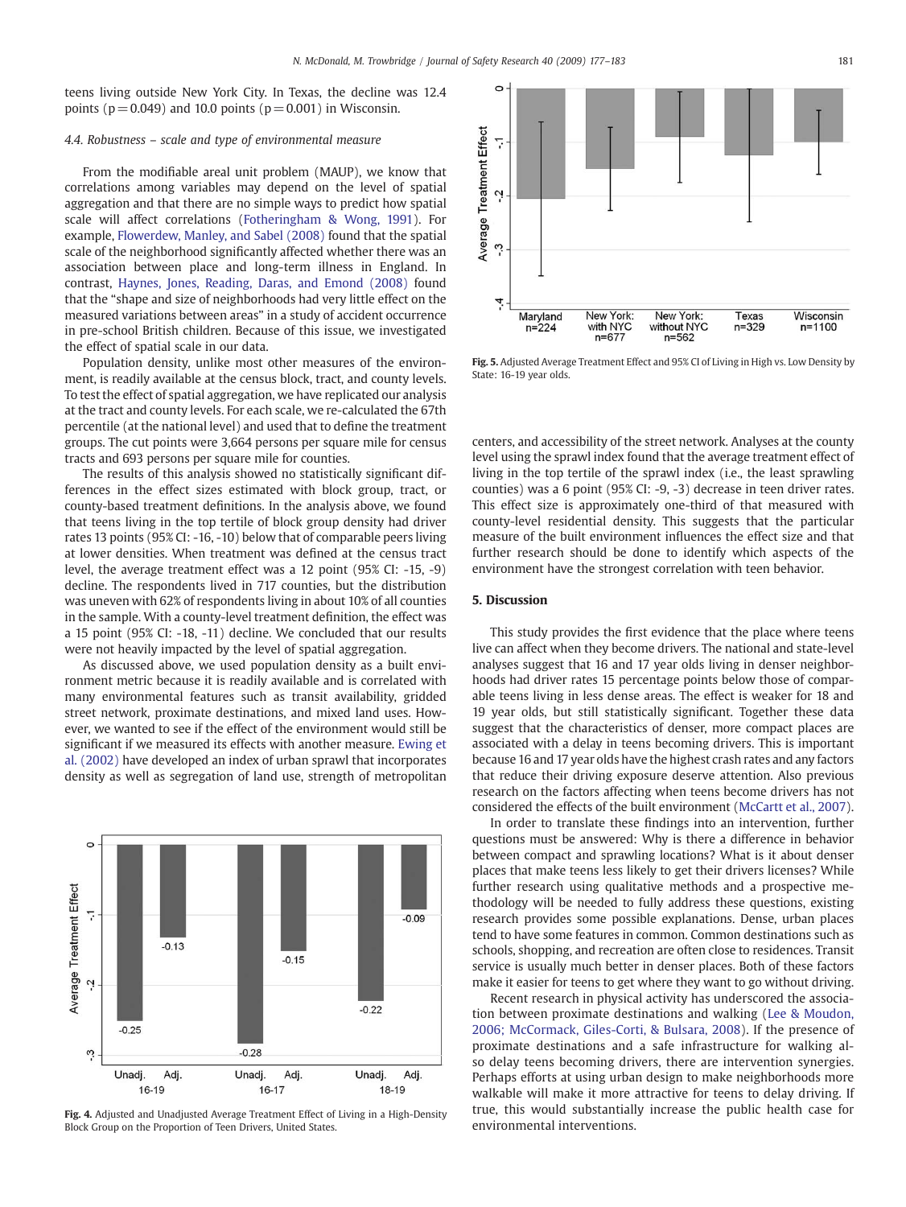teens living outside New York City. In Texas, the decline was 12.4 points (p = 0.049) and 10.0 points (p = 0.001) in Wisconsin.

### 4.4. Robustness – scale and type of environmental measure

From the modifiable areal unit problem (MAUP), we know that correlations among variables may depend on the level of spatial aggregation and that there are no simple ways to predict how spatial scale will affect correlations (Fotheringham & Wong, 1991). For example, Flowerdew, Manley, and Sabel (2008) found that the spatial scale of the neighborhood significantly affected whether there was an association between place and long-term illness in England. In contrast, Haynes, Jones, Reading, Daras, and Emond (2008) found that the "shape and size of neighborhoods had very little effect on the measured variations between areas" in a study of accident occurrence in pre-school British children. Because of this issue, we investigated the effect of spatial scale in our data.

Population density, unlike most other measures of the environment, is readily available at the census block, tract, and county levels. To test the effect of spatial aggregation, we have replicated our analysis at the tract and county levels. For each scale, we re-calculated the 67th percentile (at the national level) and used that to define the treatment groups. The cut points were 3,664 persons per square mile for census tracts and 693 persons per square mile for counties.

The results of this analysis showed no statistically significant differences in the effect sizes estimated with block group, tract, or county-based treatment definitions. In the analysis above, we found that teens living in the top tertile of block group density had driver rates 13 points (95% CI: -16, -10) below that of comparable peers living at lower densities. When treatment was defined at the census tract level, the average treatment effect was a 12 point (95% CI: -15, -9) decline. The respondents lived in 717 counties, but the distribution was uneven with 62% of respondents living in about 10% of all counties in the sample. With a county-level treatment definition, the effect was a 15 point (95% CI: -18, -11) decline. We concluded that our results were not heavily impacted by the level of spatial aggregation.

As discussed above, we used population density as a built environment metric because it is readily available and is correlated with many environmental features such as transit availability, gridded street network, proximate destinations, and mixed land uses. However, we wanted to see if the effect of the environment would still be significant if we measured its effects with another measure. Ewing et al. (2002) have developed an index of urban sprawl that incorporates density as well as segregation of land use, strength of metropolitan centers, and accessibility of the street network. Analyses at the county level using the sprawl index found that the average treatment effect of living in the top tertile of the sprawl index (i.e., the least sprawling counties) was a 6 point (95% CI: -9, -3) decrease in teen driver rates. This effect size is approximately one-third of that measured with county-level residential density. This suggests that the particular measure of the built environment influences the effect size and that further research should be done to identify which aspects of the environment have the strongest correlation with teen behavior.

Fig. 4. Adjusted and Unadjusted Average Treatment Effect of Living in a High-Density Block Group on the Proportion of Teen Drivers, United States.

Fig. 5. Adjusted Average Treatment Effect and 95% CI of Living in High vs. Low Density by State: 16-19 year olds.

## 5. Discussion

This study provides the first evidence that the place where teens live can affect when they become drivers. The national and state-level analyses suggest that 16 and 17 year olds living in denser neighborhoods had driver rates 15 percentage points below those of comparable teens living in less dense areas. The effect is weaker for 18 and 19 year olds, but still statistically significant. Together these data suggest that the characteristics of denser, more compact places are associated with a delay in teens becoming drivers. This is important because 16 and 17 year olds have the highest crash rates and any factors that reduce their driving exposure deserve attention. Also previous research on the factors affecting when teens become drivers has not considered the effects of the built environment (McCartt et al., 2007).

In order to translate these findings into an intervention, further questions must be answered: Why is there a difference in behavior between compact and sprawling locations? What is it about denser places that make teens less likely to get their drivers licenses? While further research using qualitative methods and a prospective methodology will be needed to fully address these questions, existing research provides some possible explanations. Dense, urban places tend to have some features in common. Common destinations such as schools, shopping, and recreation are often close to residences. Transit service is usually much better in denser places. Both of these factors make it easier for teens to get where they want to go without driving.

Recent research in physical activity has underscored the association between proximate destinations and walking (Lee & Moudon, 2006; McCormack, Giles-Corti, & Bulsara, 2008). If the presence of proximate destinations and a safe infrastructure for walking also delay teens becoming drivers, there are intervention synergies. Perhaps efforts at using urban design to make neighborhoods more walkable will make it more attractive for teens to delay driving. If true, this would substantially increase the public health case for environmental interventions.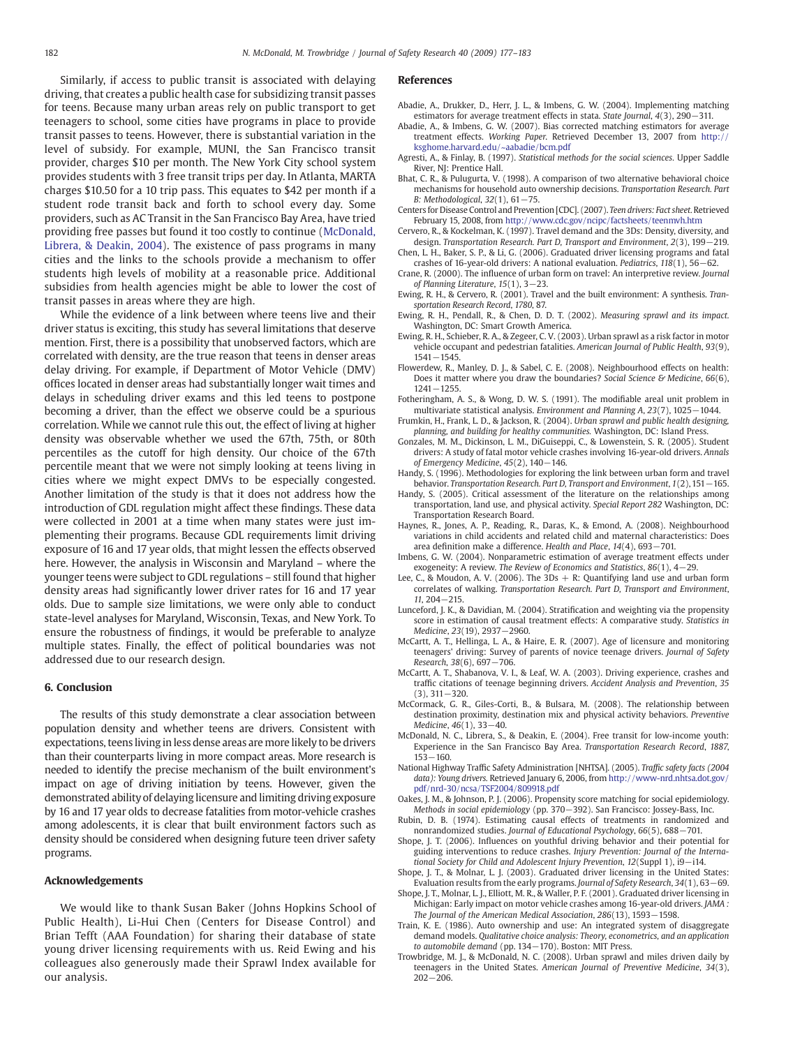Similarly, if access to public transit is associated with delaying driving, that creates a public health case for subsidizing transit passes for teens. Because many urban areas rely on public transport to get teenagers to school, some cities have programs in place to provide transit passes to teens. However, there is substantial variation in the level of subsidy. For example, MUNI, the San Francisco transit provider, charges $10 per month. The New York City school system provides students with 3 free transit trips per day. In Atlanta, MARTA charges $10.50 for a 10 trip pass. This equates to $42 per month if a student rode transit back and forth to school every day. Some providers, such as AC Transit in the San Francisco Bay Area, have tried providing free passes but found it too costly to continue (McDonald, Librera, & Deakin, 2004). The existence of pass programs in many cities and the links to the schools provide a mechanism to offer students high levels of mobility at a reasonable price. Additional subsidies from health agencies might be able to lower the cost of transit passes in areas where they are high.

While the evidence of a link between where teens live and their driver status is exciting, this study has several limitations that deserve mention. First, there is a possibility that unobserved factors, which are correlated with density, are the true reason that teens in denser areas delay driving. For example, if Department of Motor Vehicle (DMV) offices located in denser areas had substantially longer wait times and delays in scheduling driver exams and this led teens to postpone becoming a driver, than the effect we observe could be a spurious correlation. While we cannot rule this out, the effect of living at higher density was observable whether we used the 67th, 75th, or 80th percentiles as the cutoff for high density. Our choice of the 67th percentile meant that we were not simply looking at teens living in cities where we might expect DMVs to be especially congested. Another limitation of the study is that it does not address how the introduction of GDL regulation might affect these findings. These data were collected in 2001 at a time when many states were just implementing their programs. Because GDL requirements limit driving exposure of 16 and 17 year olds, that might lessen the effects observed here. However, the analysis in Wisconsin and Maryland – where the younger teens were subject to GDL regulations – still found that higher density areas had significantly lower driver rates for 16 and 17 year olds. Due to sample size limitations, we were only able to conduct state-level analyses for Maryland, Wisconsin, Texas, and New York. To ensure the robustness of findings, it would be preferable to analyze multiple states. Finally, the effect of political boundaries was not addressed due to our research design.

## 6. Conclusion

The results of this study demonstrate a clear association between population density and whether teens are drivers. Consistent with expectations, teens living in less dense areas are more likely to be drivers than their counterparts living in more compact areas. More research is needed to identify the precise mechanism of the built environment's impact on age of driving initiation by teens. However, given the demonstrated ability of delaying licensure and limiting driving exposure by 16 and 17 year olds to decrease fatalities from motor-vehicle crashes among adolescents, it is clear that built environment factors such as density should be considered when designing future teen driver safety programs.

## Acknowledgements

We would like to thank Susan Baker (Johns Hopkins School of Public Health), Li-Hui Chen (Centers for Disease Control) and Brian Tefft (AAA Foundation) for sharing their database of state young driver licensing requirements with us. Reid Ewing and his colleagues also generously made their Sprawl Index available for our analysis.

## References

Abadie, A., Drukker, D., Herr, J. L., & Imbens, G. W. (2004). Implementing matching estimators for average treatment effects in stata. *State Journal*, *4*(3), 290−311.

Abadie, A., & Imbens, G. W. (2007). Bias corrected matching estimators for average treatment effects. *Working Paper*. Retrieved December 13, 2007 from http://ksghome.harvard.edu/~aabadie/bcm.pdf

Agresti, A., & Finlay, B. (1997). *Statistical methods for the social sciences*. Upper Saddle River, NJ: Prentice Hall.

Bhat, C. R., & Pulugurta, V. (1998). A comparison of two alternative behavioral choice mechanisms for household auto ownership decisions. *Transportation Research. Part B: Methodological*, *32*(1), 61−75.

Centers for Disease Control and Prevention [CDC]. (2007). *Teen drivers: Fact sheet*. Retrieved February 15, 2008, from http://www.cdc.gov/ncipc/factsheets/teenmvh.htm

Cervero, R., & Kockelman, K. (1997). Travel demand and the 3Ds: Density, diversity, and design. *Transportation Research. Part D, Transport and Environment*, *2*(3), 199−219.

Chen, L. H., Baker, S. P., & Li, G. (2006). Graduated driver licensing programs and fatal crashes of 16-year-old drivers: A national evaluation. *Pediatrics*, *118*(1), 56−62.

Crane, R. (2000). The influence of urban form on travel: An interpretive review. *Journal of Planning Literature*, *15*(1), 3−23.

Ewing, R. H., & Cervero, R. (2001). Travel and the built environment: A synthesis. *Transportation Research Record*, *1780*, 87.

Ewing, R. H., Pendall, R., & Chen, D. D. T. (2002). *Measuring sprawl and its impact*. Washington, DC: Smart Growth America.

Ewing, R. H., Schieber, R. A., & Zegeer, C. V. (2003). Urban sprawl as a risk factor in motor vehicle occupant and pedestrian fatalities. *American Journal of Public Health*, *93*(9), 1541−1545.

Flowerdew, R., Manley, D. J., & Sabel, C. E. (2008). Neighbourhood effects on health: Does it matter where you draw the boundaries? *Social Science & Medicine*, *66*(6), 1241−1255.

Fotheringham, A. S., & Wong, D. W. S. (1991). The modifiable areal unit problem in multivariate statistical analysis. *Environment and Planning A*, *23*(7), 1025−1044.

Frumkin, H., Frank, L. D., & Jackson, R. (2004). *Urban sprawl and public health designing, planning, and building for healthy communities.* Washington, DC: Island Press.

Gonzales, M. M., Dickinson, L. M., DiGuiseppi, C., & Lowenstein, S. R. (2005). Student drivers: A study of fatal motor vehicle crashes involving 16-year-old drivers. *Annals of Emergency Medicine*, *45*(2), 140−146.

Handy, S. (1996). Methodologies for exploring the link between urban form and travel behavior. *Transportation Research. Part D, Transport and Environment*, *1*(2), 151−165.

Handy, S. (2005). Critical assessment of the literature on the relationships among transportation, land use, and physical activity. *Special Report 282* Washington, DC: Transportation Research Board.

Haynes, R., Jones, A. P., Reading, R., Daras, K., & Emond, A. (2008). Neighbourhood variations in child accidents and related child and maternal characteristics: Does area definition make a difference. *Health and Place*, *14*(4), 693−701.

Imbens, G. W. (2004). Nonparametric estimation of average treatment effects under exogeneity: A review. *The Review of Economics and Statistics*, *86*(1), 4−29.

Lee, C., & Moudon, A. V. (2006). The 3Ds + R: Quantifying land use and urban form correlates of walking. *Transportation Research. Part D, Transport and Environment*, *11*, 204−215.

Lunceford, J. K., & Davidian, M. (2004). Stratification and weighting via the propensity score in estimation of causal treatment effects: A comparative study. *Statistics in Medicine*, *23*(19), 2937−2960.

McCartt, A. T., Hellinga, L. A., & Haire, E. R. (2007). Age of licensure and monitoring teenagers' driving: Survey of parents of novice teenage drivers. *Journal of Safety Research*, *38*(6), 697−706.

McCartt, A. T., Shabanova, V. I., & Leaf, W. A. (2003). Driving experience, crashes and traffic citations of teenage beginning drivers. *Accident Analysis and Prevention*, *35*(3), 311−320.

McCormack, G. R., Giles-Corti, B., & Bulsara, M. (2008). The relationship between destination proximity, destination mix and physical activity behaviors. *Preventive Medicine*, *46*(1), 33−40.

McDonald, N. C., Librera, S., & Deakin, E. (2004). Free transit for low-income youth: Experience in the San Francisco Bay Area. *Transportation Research Record*, *1887*, 153−160.

National Highway Traffic Safety Administration [NHTSA]. (2005). *Traffic safety facts (2004 data): Young drivers.* Retrieved January 6, 2006, from http://www-nrd.nhtsa.dot.gov/pdf/nrd-30/ncsa/TSF2004/809918.pdf

Oakes, J. M., & Johnson, P. J. (2006). Propensity score matching for social epidemiology. *Methods in social epidemiology* (pp. 370−392). San Francisco: Jossey-Bass, Inc.

Rubin, D. B. (1974). Estimating causal effects of treatments in randomized and nonrandomized studies. *Journal of Educational Psychology*, *66*(5), 688−701.

Shope, J. T. (2006). Influences on youthful driving behavior and their potential for guiding interventions to reduce crashes. *Injury Prevention: Journal of the International Society for Child and Adolescent Injury Prevention*, *12*(Suppl 1), i9−i14.

Shope, J. T., & Molnar, L. J. (2003). Graduated driver licensing in the United States: Evaluation results from the early programs. *Journal of Safety Research*, *34*(1), 63−69.

Shope, J. T., Molnar, L. J., Elliott, M. R., & Waller, P. F. (2001). Graduated driver licensing in Michigan: Early impact on motor vehicle crashes among 16-year-old drivers. *JAMA : The Journal of the American Medical Association*, *286*(13), 1593−1598.

Train, K. E. (1986). Auto ownership and use: An integrated system of disaggregate demand models. *Qualitative choice analysis: Theory, econometrics, and an application to automobile demand* (pp. 134−170). Boston: MIT Press.

Trowbridge, M. J., & McDonald, N. C. (2008). Urban sprawl and miles driven daily by teenagers in the United States. *American Journal of Preventive Medicine*, *34*(3), 202−206.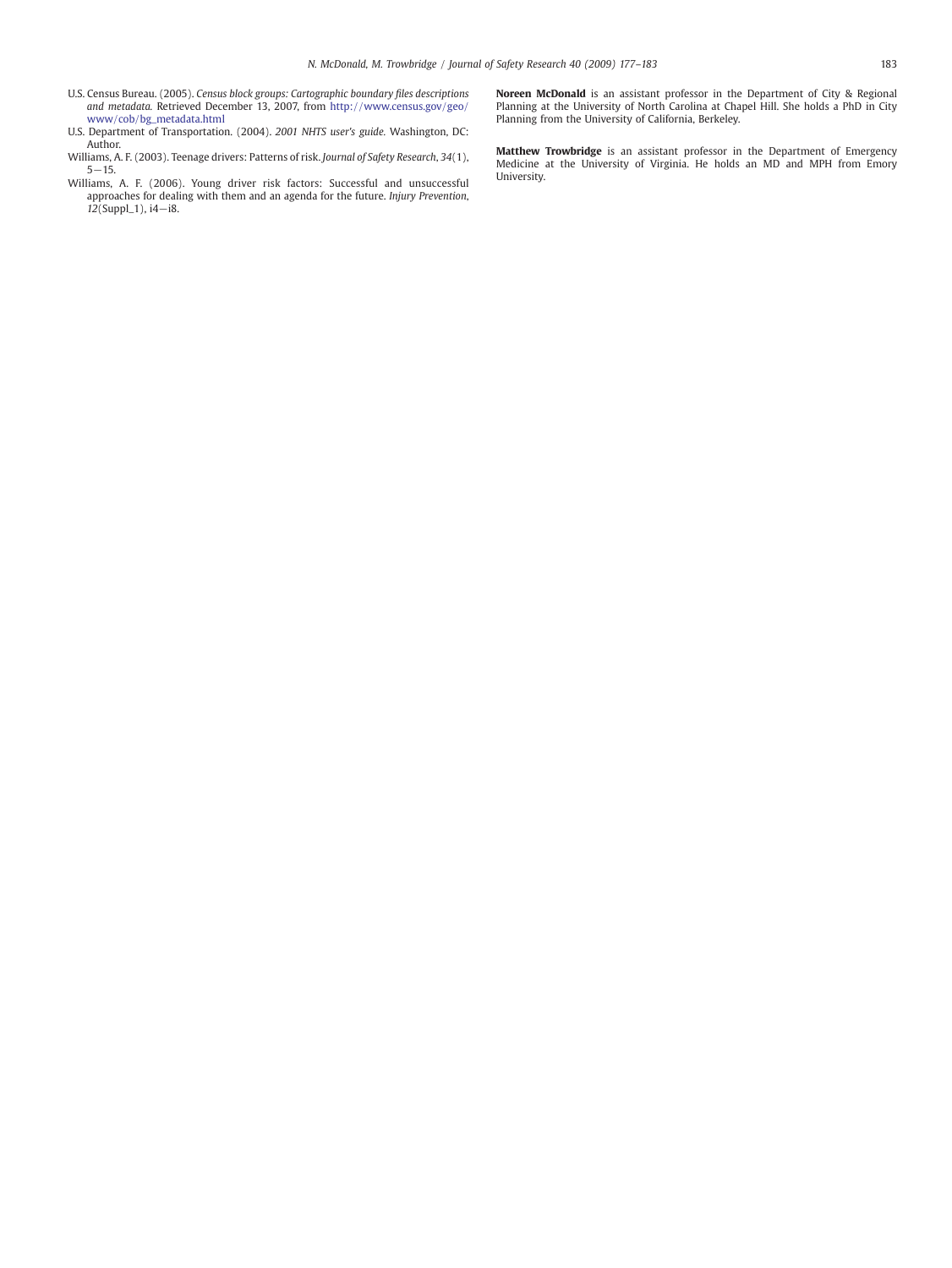U.S. Census Bureau. (2005). *Census block groups: Cartographic boundary files descriptions and metadata.* Retrieved December 13, 2007, from http://www.census.gov/geo/www/cob/bg_metadata.html

U.S. Department of Transportation. (2004). *2001 NHTS user's guide.* Washington, DC: Author.

Williams, A. F. (2003). Teenage drivers: Patterns of risk. *Journal of Safety Research*, *34*(1), 5−15.

Williams, A. F. (2006). Young driver risk factors: Successful and unsuccessful approaches for dealing with them and an agenda for the future. *Injury Prevention*, *12*(Suppl_1), i4−i8.

**Noreen McDonald** is an assistant professor in the Department of City & Regional Planning at the University of North Carolina at Chapel Hill. She holds a PhD in City Planning from the University of California, Berkeley.

**Matthew Trowbridge** is an assistant professor in the Department of Emergency Medicine at the University of Virginia. He holds an MD and MPH from Emory University.